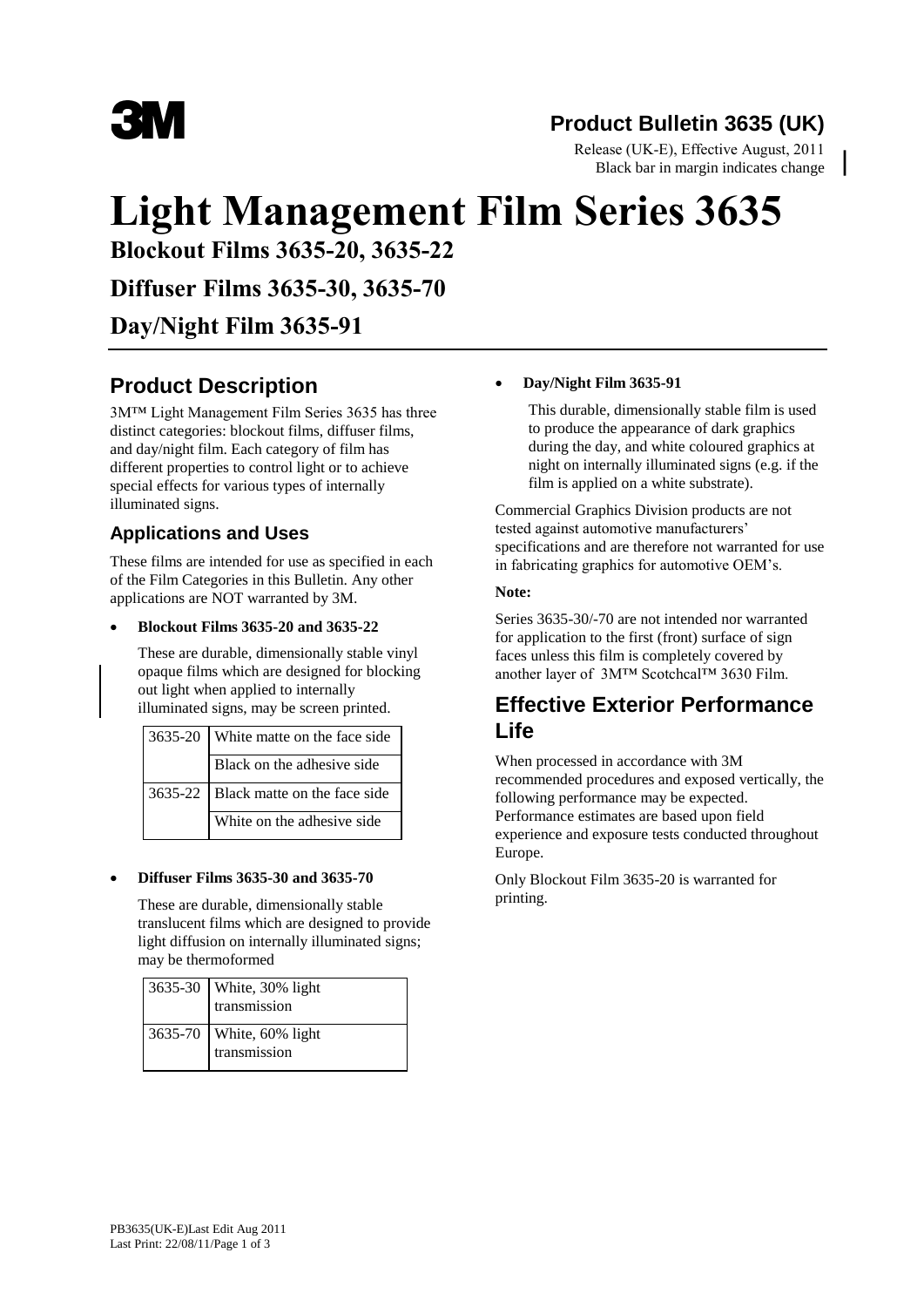# Product Bulletin 3635 (UK)

Release (UK-E), Effective August, 2011
Black bar in margin indicates change

# Light Management Film Series 3635

## Blockout Films 3635-20, 3635-22

## Diffuser Films 3635-30, 3635-70

## Day/Night Film 3635-91

## Product Description

3M™ Light Management Film Series 3635 has three distinct categories: blockout films, diffuser films, and day/night film. Each category of film has different properties to control light or to achieve special effects for various types of internally illuminated signs.

### Applications and Uses

These films are intended for use as specified in each of the Film Categories in this Bulletin. Any other applications are NOT warranted by 3M.

- **Blockout Films 3635-20 and 3635-22**

  These are durable, dimensionally stable vinyl opaque films which are designed for blocking out light when applied to internally illuminated signs, may be screen printed.

| | |
|---|---|
| 3635-20 | White matte on the face side |
| | Black on the adhesive side |
| 3635-22 | Black matte on the face side |
| | White on the adhesive side |

- **Diffuser Films 3635-30 and 3635-70**

  These are durable, dimensionally stable translucent films which are designed to provide light diffusion on internally illuminated signs; may be thermoformed

| | |
|---|---|
| 3635-30 | White, 30% light transmission |
| 3635-70 | White, 60% light transmission |

- **Day/Night Film 3635-91**

  This durable, dimensionally stable film is used to produce the appearance of dark graphics during the day, and white coloured graphics at night on internally illuminated signs (e.g. if the film is applied on a white substrate).

Commercial Graphics Division products are not tested against automotive manufacturers' specifications and are therefore not warranted for use in fabricating graphics for automotive OEM's.

**Note:**

Series 3635-30/-70 are not intended nor warranted for application to the first (front) surface of sign faces unless this film is completely covered by another layer of 3M™ Scotchcal™ 3630 Film.

## Effective Exterior Performance Life

When processed in accordance with 3M recommended procedures and exposed vertically, the following performance may be expected. Performance estimates are based upon field experience and exposure tests conducted throughout Europe.

Only Blockout Film 3635-20 is warranted for printing.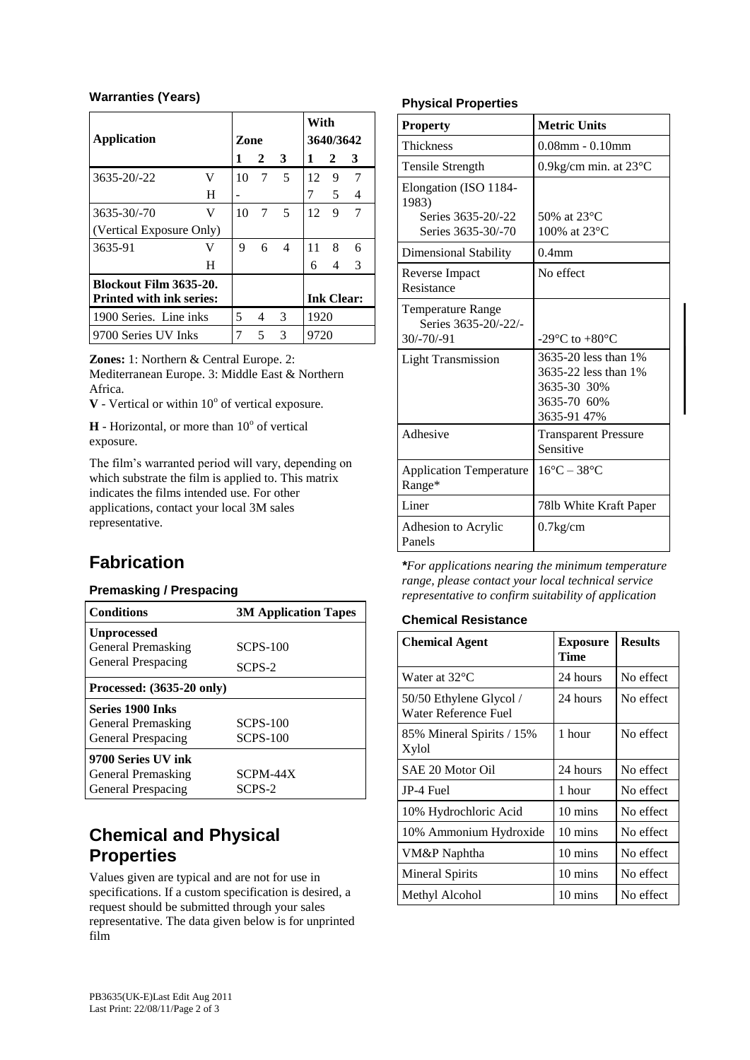### Warranties (Years)

| Application | | Zone | | | With 3640/3642 | | |
|---|---|---|---|---|---|---|---|
| | | 1 | 2 | 3 | 1 | 2 | 3 |
| 3635-20/-22 | V | 10 | 7 | 5 | 12 | 9 | 7 |
| | H | - | | | 7 | 5 | 4 |
| 3635-30/-70 (Vertical Exposure Only) | V | 10 | 7 | 5 | 12 | 9 | 7 |
| 3635-91 | V | 9 | 6 | 4 | 11 | 8 | 6 |
| | H | | | | 6 | 4 | 3 |
| **Blockout Film 3635-20. Printed with ink series:** | | | | | **Ink Clear:** | | |
| 1900 Series. Line inks | | 5 | 4 | 3 | 1920 | | |
| 9700 Series UV Inks | | 7 | 5 | 3 | 9720 | | |

**Zones:** 1: Northern & Central Europe. 2: Mediterranean Europe. 3: Middle East & Northern Africa.

**V** - Vertical or within 10° of vertical exposure.

**H** - Horizontal, or more than 10° of vertical exposure.

The film's warranted period will vary, depending on which substrate the film is applied to. This matrix indicates the films intended use. For other applications, contact your local 3M sales representative.

## Fabrication

### Premasking / Prespacing

| Conditions | 3M Application Tapes |
|---|---|
| **Unprocessed** | |
| General Premasking | SCPS-100 |
| General Prespacing | SCPS-2 |
| **Processed: (3635-20 only)** | |
| **Series 1900 Inks** | |
| General Premasking | SCPS-100 |
| General Prespacing | SCPS-100 |
| **9700 Series UV ink** | |
| General Premasking | SCPM-44X |
| General Prespacing | SCPS-2 |

## Chemical and Physical Properties

Values given are typical and are not for use in specifications. If a custom specification is desired, a request should be submitted through your sales representative. The data given below is for unprinted film

### Physical Properties

| Property | Metric Units |
|---|---|
| Thickness | 0.08mm - 0.10mm |
| Tensile Strength | 0.9kg/cm min. at 23°C |
| Elongation (ISO 1184-1983) Series 3635-20/-22 Series 3635-30/-70 | 50% at 23°C 100% at 23°C |
| Dimensional Stability | 0.4mm |
| Reverse Impact Resistance | No effect |
| Temperature Range Series 3635-20/-22/-30/-70/-91 | -29°C to +80°C |
| Light Transmission | 3635-20 less than 1% 3635-22 less than 1% 3635-30 30% 3635-70 60% 3635-91 47% |
| Adhesive | Transparent Pressure Sensitive |
| Application Temperature Range* | 16°C – 38°C |
| Liner | 78lb White Kraft Paper |
| Adhesion to Acrylic Panels | 0.7kg/cm |

***For applications nearing the minimum temperature range, please contact your local technical service representative to confirm suitability of application***

### Chemical Resistance

| Chemical Agent | Exposure Time | Results |
|---|---|---|
| Water at 32°C | 24 hours | No effect |
| 50/50 Ethylene Glycol / Water Reference Fuel | 24 hours | No effect |
| 85% Mineral Spirits / 15% Xylol | 1 hour | No effect |
| SAE 20 Motor Oil | 24 hours | No effect |
| JP-4 Fuel | 1 hour | No effect |
| 10% Hydrochloric Acid | 10 mins | No effect |
| 10% Ammonium Hydroxide | 10 mins | No effect |
| VM&P Naphtha | 10 mins | No effect |
| Mineral Spirits | 10 mins | No effect |
| Methyl Alcohol | 10 mins | No effect |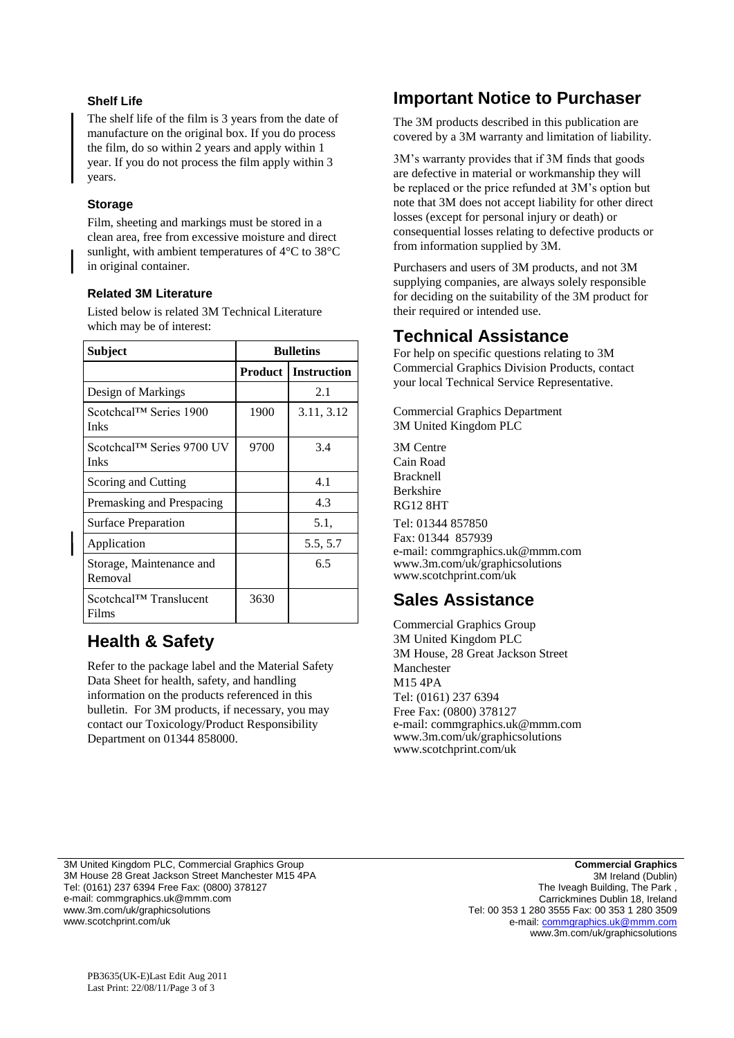### Shelf Life

The shelf life of the film is 3 years from the date of manufacture on the original box. If you do process the film, do so within 2 years and apply within 1 year. If you do not process the film apply within 3 years.

### Storage

Film, sheeting and markings must be stored in a clean area, free from excessive moisture and direct sunlight, with ambient temperatures of 4°C to 38°C in original container.

### Related 3M Literature

Listed below is related 3M Technical Literature which may be of interest:

| Subject | Bulletins | |
|---|---|---|
| | **Product** | **Instruction** |
| Design of Markings | | 2.1 |
| Scotchcal™ Series 1900 Inks | 1900 | 3.11, 3.12 |
| Scotchcal™ Series 9700 UV Inks | 9700 | 3.4 |
| Scoring and Cutting | | 4.1 |
| Premasking and Prespacing | | 4.3 |
| Surface Preparation | | 5.1, |
| Application | | 5.5, 5.7 |
| Storage, Maintenance and Removal | | 6.5 |
| Scotchcal™ Translucent Films | 3630 | |

## Health & Safety

Refer to the package label and the Material Safety Data Sheet for health, safety, and handling information on the products referenced in this bulletin. For 3M products, if necessary, you may contact our Toxicology/Product Responsibility Department on 01344 858000.

## Important Notice to Purchaser

The 3M products described in this publication are covered by a 3M warranty and limitation of liability.

3M's warranty provides that if 3M finds that goods are defective in material or workmanship they will be replaced or the price refunded at 3M's option but note that 3M does not accept liability for other direct losses (except for personal injury or death) or consequential losses relating to defective products or from information supplied by 3M.

Purchasers and users of 3M products, and not 3M supplying companies, are always solely responsible for deciding on the suitability of the 3M product for their required or intended use.

## Technical Assistance

For help on specific questions relating to 3M Commercial Graphics Division Products, contact your local Technical Service Representative.

Commercial Graphics Department
3M United Kingdom PLC

3M Centre
Cain Road
Bracknell
Berkshire
RG12 8HT

Tel: 01344 857850
Fax: 01344 857939
e-mail: commgraphics.uk@mmm.com
www.3m.com/uk/graphicsolutions
www.scotchprint.com/uk

## Sales Assistance

Commercial Graphics Group
3M United Kingdom PLC
3M House, 28 Great Jackson Street
Manchester
M15 4PA
Tel: (0161) 237 6394
Free Fax: (0800) 378127
e-mail: commgraphics.uk@mmm.com
www.3m.com/uk/graphicsolutions
www.scotchprint.com/uk

3M United Kingdom PLC, Commercial Graphics Group
3M House 28 Great Jackson Street Manchester M15 4PA
Tel: (0161) 237 6394 Free Fax: (0800) 378127
e-mail: commgraphics.uk@mmm.com
www.3m.com/uk/graphicsolutions
www.scotchprint.com/uk

**Commercial Graphics**
3M Ireland (Dublin)
The Iveagh Building, The Park ,
Carrickmines Dublin 18, Ireland
Tel: 00 353 1 280 3555 Fax: 00 353 1 280 3509
e-mail: commgraphics.uk@mmm.com
www.3m.com/uk/graphicsolutions

PB3635(UK-E)Last Edit Aug 2011
Last Print: 22/08/11/Page 3 of 3